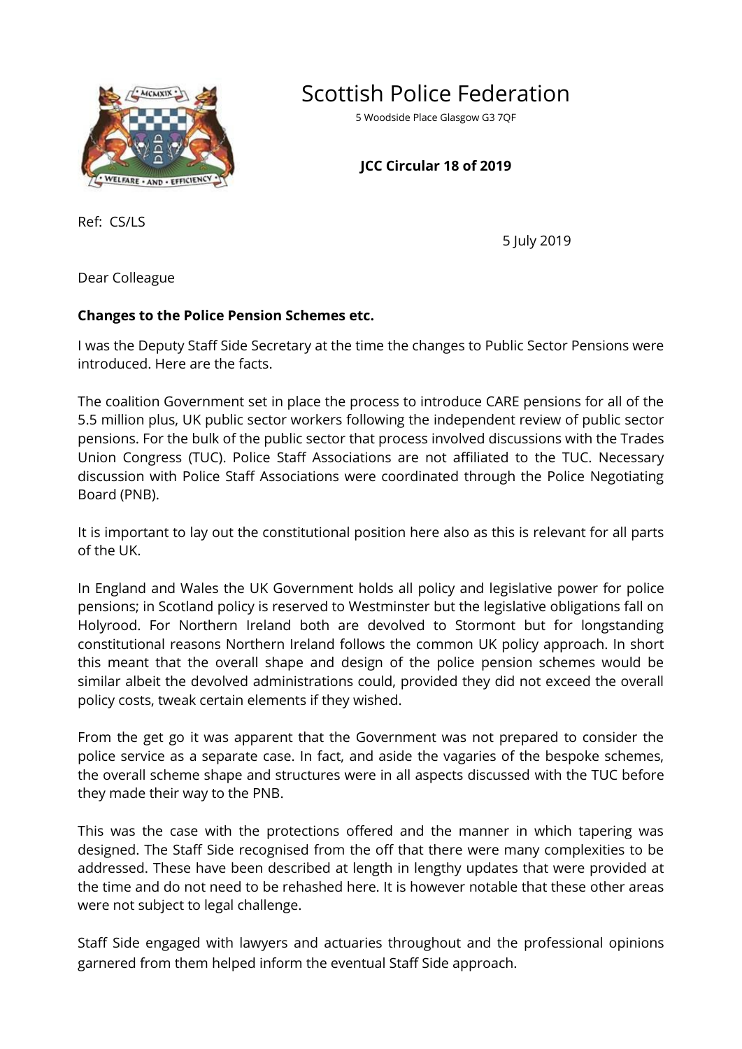# Scottish Police Federation

5 Woodside Place Glasgow G3 7QF

**JCC Circular 18 of 2019**

Ref: CS/LS

5 July 2019

Dear Colleague

**Changes to the Police Pension Schemes etc.**

I was the Deputy Staff Side Secretary at the time the changes to Public Sector Pensions were introduced. Here are the facts.

The coalition Government set in place the process to introduce CARE pensions for all of the 5.5 million plus, UK public sector workers following the independent review of public sector pensions. For the bulk of the public sector that process involved discussions with the Trades Union Congress (TUC). Police Staff Associations are not affiliated to the TUC. Necessary discussion with Police Staff Associations were coordinated through the Police Negotiating Board (PNB).

It is important to lay out the constitutional position here also as this is relevant for all parts of the UK.

In England and Wales the UK Government holds all policy and legislative power for police pensions; in Scotland policy is reserved to Westminster but the legislative obligations fall on Holyrood. For Northern Ireland both are devolved to Stormont but for longstanding constitutional reasons Northern Ireland follows the common UK policy approach. In short this meant that the overall shape and design of the police pension schemes would be similar albeit the devolved administrations could, provided they did not exceed the overall policy costs, tweak certain elements if they wished.

From the get go it was apparent that the Government was not prepared to consider the police service as a separate case. In fact, and aside the vagaries of the bespoke schemes, the overall scheme shape and structures were in all aspects discussed with the TUC before they made their way to the PNB.

This was the case with the protections offered and the manner in which tapering was designed. The Staff Side recognised from the off that there were many complexities to be addressed. These have been described at length in lengthy updates that were provided at the time and do not need to be rehashed here. It is however notable that these other areas were not subject to legal challenge.

Staff Side engaged with lawyers and actuaries throughout and the professional opinions garnered from them helped inform the eventual Staff Side approach.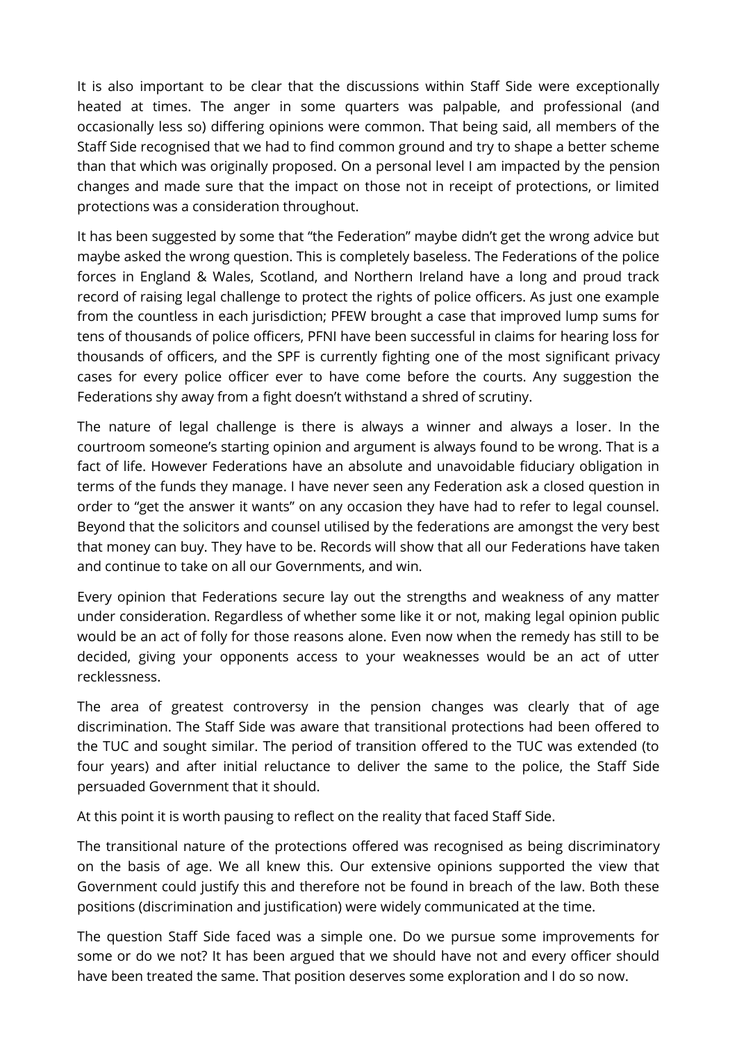It is also important to be clear that the discussions within Staff Side were exceptionally heated at times. The anger in some quarters was palpable, and professional (and occasionally less so) differing opinions were common. That being said, all members of the Staff Side recognised that we had to find common ground and try to shape a better scheme than that which was originally proposed. On a personal level I am impacted by the pension changes and made sure that the impact on those not in receipt of protections, or limited protections was a consideration throughout.

It has been suggested by some that "the Federation" maybe didn't get the wrong advice but maybe asked the wrong question. This is completely baseless. The Federations of the police forces in England & Wales, Scotland, and Northern Ireland have a long and proud track record of raising legal challenge to protect the rights of police officers. As just one example from the countless in each jurisdiction; PFEW brought a case that improved lump sums for tens of thousands of police officers, PFNI have been successful in claims for hearing loss for thousands of officers, and the SPF is currently fighting one of the most significant privacy cases for every police officer ever to have come before the courts. Any suggestion the Federations shy away from a fight doesn't withstand a shred of scrutiny.

The nature of legal challenge is there is always a winner and always a loser. In the courtroom someone's starting opinion and argument is always found to be wrong. That is a fact of life. However Federations have an absolute and unavoidable fiduciary obligation in terms of the funds they manage. I have never seen any Federation ask a closed question in order to "get the answer it wants" on any occasion they have had to refer to legal counsel. Beyond that the solicitors and counsel utilised by the federations are amongst the very best that money can buy. They have to be. Records will show that all our Federations have taken and continue to take on all our Governments, and win.

Every opinion that Federations secure lay out the strengths and weakness of any matter under consideration. Regardless of whether some like it or not, making legal opinion public would be an act of folly for those reasons alone. Even now when the remedy has still to be decided, giving your opponents access to your weaknesses would be an act of utter recklessness.

The area of greatest controversy in the pension changes was clearly that of age discrimination. The Staff Side was aware that transitional protections had been offered to the TUC and sought similar. The period of transition offered to the TUC was extended (to four years) and after initial reluctance to deliver the same to the police, the Staff Side persuaded Government that it should.

At this point it is worth pausing to reflect on the reality that faced Staff Side.

The transitional nature of the protections offered was recognised as being discriminatory on the basis of age. We all knew this. Our extensive opinions supported the view that Government could justify this and therefore not be found in breach of the law. Both these positions (discrimination and justification) were widely communicated at the time.

The question Staff Side faced was a simple one. Do we pursue some improvements for some or do we not? It has been argued that we should have not and every officer should have been treated the same. That position deserves some exploration and I do so now.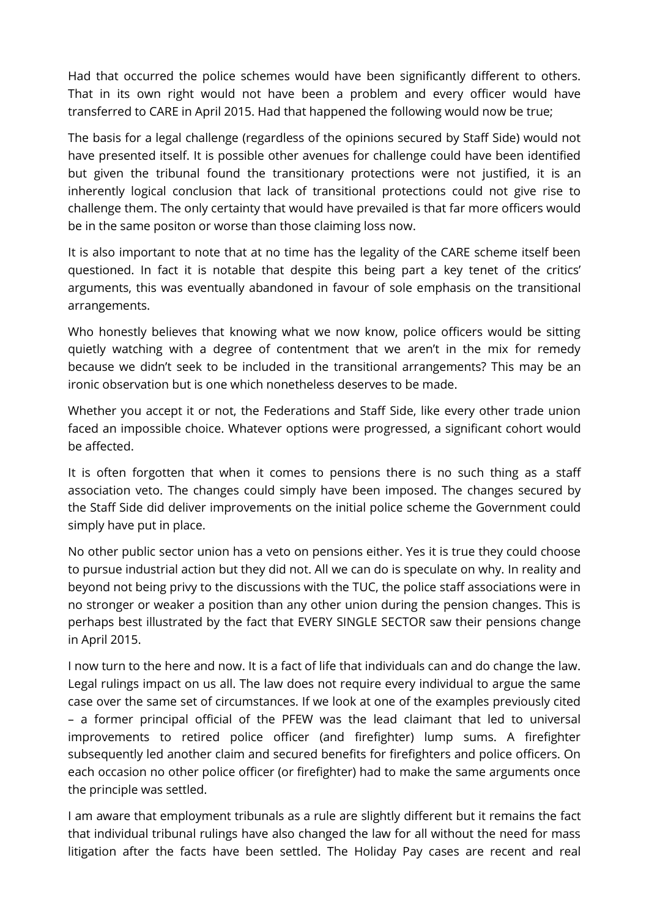Had that occurred the police schemes would have been significantly different to others. That in its own right would not have been a problem and every officer would have transferred to CARE in April 2015. Had that happened the following would now be true;

The basis for a legal challenge (regardless of the opinions secured by Staff Side) would not have presented itself. It is possible other avenues for challenge could have been identified but given the tribunal found the transitionary protections were not justified, it is an inherently logical conclusion that lack of transitional protections could not give rise to challenge them. The only certainty that would have prevailed is that far more officers would be in the same positon or worse than those claiming loss now.

It is also important to note that at no time has the legality of the CARE scheme itself been questioned. In fact it is notable that despite this being part a key tenet of the critics' arguments, this was eventually abandoned in favour of sole emphasis on the transitional arrangements.

Who honestly believes that knowing what we now know, police officers would be sitting quietly watching with a degree of contentment that we aren't in the mix for remedy because we didn't seek to be included in the transitional arrangements? This may be an ironic observation but is one which nonetheless deserves to be made.

Whether you accept it or not, the Federations and Staff Side, like every other trade union faced an impossible choice. Whatever options were progressed, a significant cohort would be affected.

It is often forgotten that when it comes to pensions there is no such thing as a staff association veto. The changes could simply have been imposed. The changes secured by the Staff Side did deliver improvements on the initial police scheme the Government could simply have put in place.

No other public sector union has a veto on pensions either. Yes it is true they could choose to pursue industrial action but they did not. All we can do is speculate on why. In reality and beyond not being privy to the discussions with the TUC, the police staff associations were in no stronger or weaker a position than any other union during the pension changes. This is perhaps best illustrated by the fact that EVERY SINGLE SECTOR saw their pensions change in April 2015.

I now turn to the here and now. It is a fact of life that individuals can and do change the law. Legal rulings impact on us all. The law does not require every individual to argue the same case over the same set of circumstances. If we look at one of the examples previously cited – a former principal official of the PFEW was the lead claimant that led to universal improvements to retired police officer (and firefighter) lump sums. A firefighter subsequently led another claim and secured benefits for firefighters and police officers. On each occasion no other police officer (or firefighter) had to make the same arguments once the principle was settled.

I am aware that employment tribunals as a rule are slightly different but it remains the fact that individual tribunal rulings have also changed the law for all without the need for mass litigation after the facts have been settled. The Holiday Pay cases are recent and real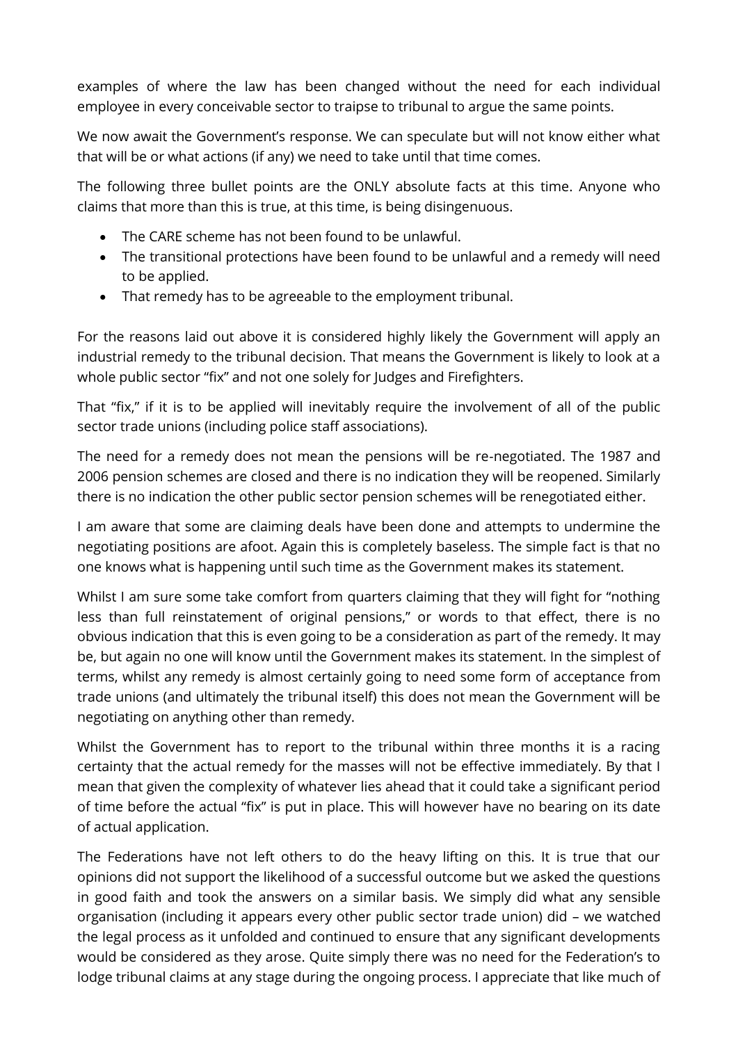examples of where the law has been changed without the need for each individual employee in every conceivable sector to traipse to tribunal to argue the same points.

We now await the Government's response. We can speculate but will not know either what that will be or what actions (if any) we need to take until that time comes.

The following three bullet points are the ONLY absolute facts at this time. Anyone who claims that more than this is true, at this time, is being disingenuous.

- The CARE scheme has not been found to be unlawful.
- The transitional protections have been found to be unlawful and a remedy will need to be applied.
- That remedy has to be agreeable to the employment tribunal.

For the reasons laid out above it is considered highly likely the Government will apply an industrial remedy to the tribunal decision. That means the Government is likely to look at a whole public sector "fix" and not one solely for Judges and Firefighters.

That "fix," if it is to be applied will inevitably require the involvement of all of the public sector trade unions (including police staff associations).

The need for a remedy does not mean the pensions will be re-negotiated. The 1987 and 2006 pension schemes are closed and there is no indication they will be reopened. Similarly there is no indication the other public sector pension schemes will be renegotiated either.

I am aware that some are claiming deals have been done and attempts to undermine the negotiating positions are afoot. Again this is completely baseless. The simple fact is that no one knows what is happening until such time as the Government makes its statement.

Whilst I am sure some take comfort from quarters claiming that they will fight for "nothing less than full reinstatement of original pensions," or words to that effect, there is no obvious indication that this is even going to be a consideration as part of the remedy. It may be, but again no one will know until the Government makes its statement. In the simplest of terms, whilst any remedy is almost certainly going to need some form of acceptance from trade unions (and ultimately the tribunal itself) this does not mean the Government will be negotiating on anything other than remedy.

Whilst the Government has to report to the tribunal within three months it is a racing certainty that the actual remedy for the masses will not be effective immediately. By that I mean that given the complexity of whatever lies ahead that it could take a significant period of time before the actual "fix" is put in place. This will however have no bearing on its date of actual application.

The Federations have not left others to do the heavy lifting on this. It is true that our opinions did not support the likelihood of a successful outcome but we asked the questions in good faith and took the answers on a similar basis. We simply did what any sensible organisation (including it appears every other public sector trade union) did – we watched the legal process as it unfolded and continued to ensure that any significant developments would be considered as they arose. Quite simply there was no need for the Federation's to lodge tribunal claims at any stage during the ongoing process. I appreciate that like much of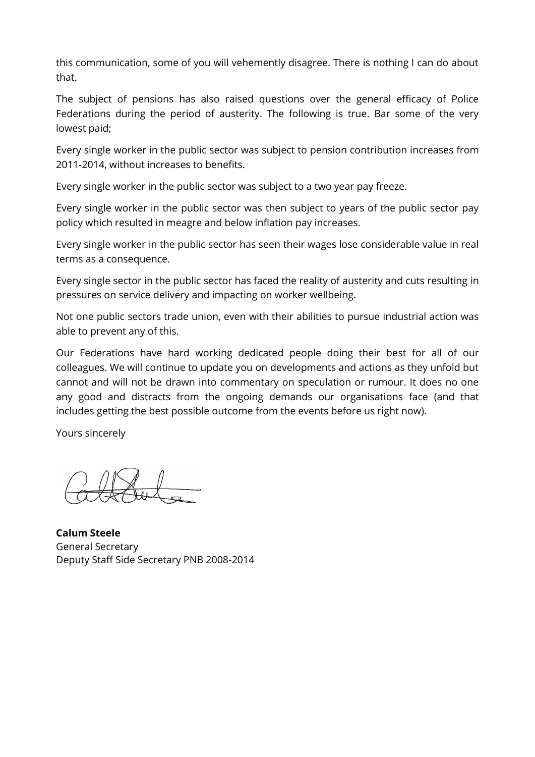this communication, some of you will vehemently disagree. There is nothing I can do about that.

The subject of pensions has also raised questions over the general efficacy of Police Federations during the period of austerity. The following is true. Bar some of the very lowest paid;

Every single worker in the public sector was subject to pension contribution increases from 2011-2014, without increases to benefits.

Every single worker in the public sector was subject to a two year pay freeze.

Every single worker in the public sector was then subject to years of the public sector pay policy which resulted in meagre and below inflation pay increases.

Every single worker in the public sector has seen their wages lose considerable value in real terms as a consequence.

Every single sector in the public sector has faced the reality of austerity and cuts resulting in pressures on service delivery and impacting on worker wellbeing.

Not one public sectors trade union, even with their abilities to pursue industrial action was able to prevent any of this.

Our Federations have hard working dedicated people doing their best for all of our colleagues. We will continue to update you on developments and actions as they unfold but cannot and will not be drawn into commentary on speculation or rumour. It does no one any good and distracts from the ongoing demands our organisations face (and that includes getting the best possible outcome from the events before us right now).

Yours sincerely

**Calum Steele**
General Secretary
Deputy Staff Side Secretary PNB 2008-2014